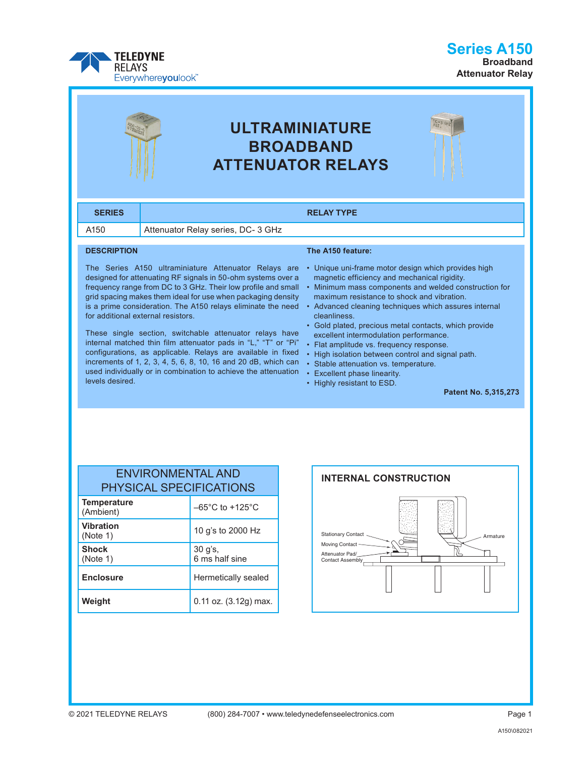**TELEDYNE RELAYS**
Everywhereyoulook™

# Series A150
**Broadband Attenuator Relay**

# ULTRAMINIATURE BROADBAND ATTENUATOR RELAYS

| SERIES | RELAY TYPE |
|---|---|
| A150 | Attenuator Relay series, DC- 3 GHz |

### DESCRIPTION

The Series A150 ultraminiature Attenuator Relays are designed for attenuating RF signals in 50-ohm systems over a frequency range from DC to 3 GHz. Their low profile and small grid spacing makes them ideal for use when packaging density is a prime consideration. The A150 relays eliminate the need for additional external resistors.

These single section, switchable attenuator relays have internal matched thin film attenuator pads in "L," "T" or "Pi" configurations, as applicable. Relays are available in fixed increments of 1, 2, 3, 4, 5, 6, 8, 10, 16 and 20 dB, which can used individually or in combination to achieve the attenuation levels desired.

### The A150 feature:

- Unique uni-frame motor design which provides high magnetic efficiency and mechanical rigidity.
- Minimum mass components and welded construction for maximum resistance to shock and vibration.
- Advanced cleaning techniques which assures internal cleanliness.
- Gold plated, precious metal contacts, which provide excellent intermodulation performance.
- Flat amplitude vs. frequency response.
- High isolation between control and signal path.
- Stable attenuation vs. temperature.
- Excellent phase linearity.
- Highly resistant to ESD.

**Patent No. 5,315,273**

| ENVIRONMENTAL AND PHYSICAL SPECIFICATIONS | |
|---|---|
| **Temperature** (Ambient) | –65°C to +125°C |
| **Vibration** (Note 1) | 10 g's to 2000 Hz |
| **Shock** (Note 1) | 30 g's, 6 ms half sine |
| **Enclosure** | Hermetically sealed |
| **Weight** | 0.11 oz. (3.12g) max. |

### INTERNAL CONSTRUCTION

Stationary Contact
Moving Contact
Attenuator Pad/ Contact Assembly
Armature

© 2021 TELEDYNE RELAYS (800) 284-7007 • www.teledynedefenseelectronics.com

A150\082021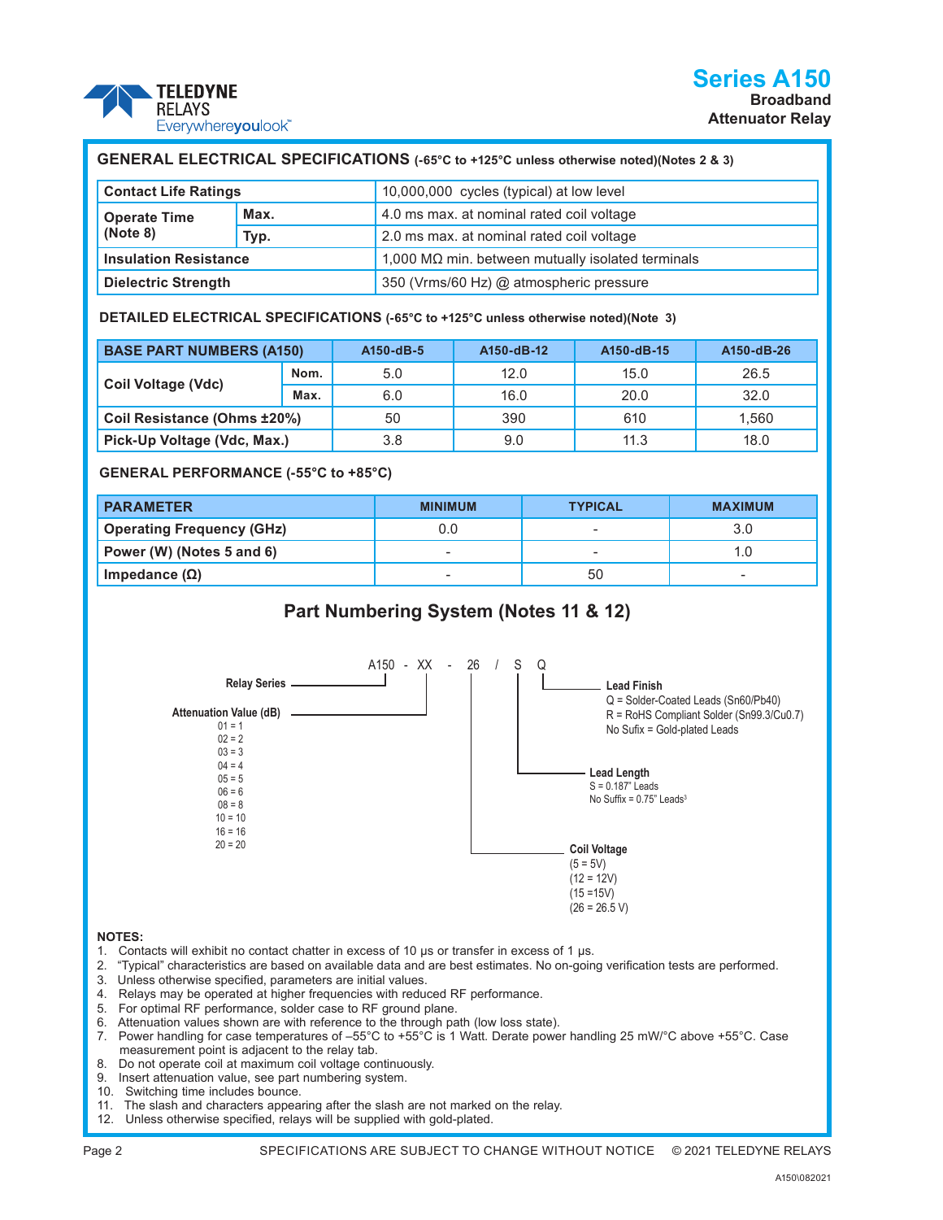## GENERAL ELECTRICAL SPECIFICATIONS (-65°C to +125°C unless otherwise noted)(Notes 2 & 3)

| Contact Life Ratings | | 10,000,000 cycles (typical) at low level |
|---|---|---|
| Operate Time (Note 8) | Max. | 4.0 ms max. at nominal rated coil voltage |
| | Typ. | 2.0 ms max. at nominal rated coil voltage |
| Insulation Resistance | | 1,000 MΩ min. between mutually isolated terminals |
| Dielectric Strength | | 350 (Vrms/60 Hz) @ atmospheric pressure |

## DETAILED ELECTRICAL SPECIFICATIONS (-65°C to +125°C unless otherwise noted)(Note 3)

| BASE PART NUMBERS (A150) | | A150-dB-5 | A150-dB-12 | A150-dB-15 | A150-dB-26 |
|---|---|---|---|---|---|
| Coil Voltage (Vdc) | Nom. | 5.0 | 12.0 | 15.0 | 26.5 |
| | Max. | 6.0 | 16.0 | 20.0 | 32.0 |
| Coil Resistance (Ohms ±20%) | | 50 | 390 | 610 | 1,560 |
| Pick-Up Voltage (Vdc, Max.) | | 3.8 | 9.0 | 11.3 | 18.0 |

## GENERAL PERFORMANCE (-55°C to +85°C)

| PARAMETER | MINIMUM | TYPICAL | MAXIMUM |
|---|---|---|---|
| Operating Frequency (GHz) | 0.0 | - | 3.0 |
| Power (W) (Notes 5 and 6) | - | - | 1.0 |
| Impedance (Ω) | - | 50 | - |

## Part Numbering System (Notes 11 & 12)

A150 - XX - 26 / S Q

**Relay Series** — A150

**Attenuation Value (dB)** — XX
- 01 = 1
- 02 = 2
- 03 = 3
- 04 = 4
- 05 = 5
- 06 = 6
- 08 = 8
- 10 = 10
- 16 = 16
- 20 = 20

**Coil Voltage** — 26
- (5 = 5V)
- (12 = 12V)
- (15 =15V)
- (26 = 26.5 V)

**Lead Length** — S
- S = 0.187" Leads
- No Suffix = 0.75" Leads[3]

**Lead Finish** — Q
- Q = Solder-Coated Leads (Sn60/Pb40)
- R = RoHS Compliant Solder (Sn99.3/Cu0.7)
- No Sufix = Gold-plated Leads

**NOTES:**
1. Contacts will exhibit no contact chatter in excess of 10 µs or transfer in excess of 1 µs.
2. “Typical” characteristics are based on available data and are best estimates. No on-going verification tests are performed.
3. Unless otherwise specified, parameters are initial values.
4. Relays may be operated at higher frequencies with reduced RF performance.
5. For optimal RF performance, solder case to RF ground plane.
6. Attenuation values shown are with reference to the through path (low loss state).
7. Power handling for case temperatures of –55°C to +55°C is 1 Watt. Derate power handling 25 mW/°C above +55°C. Case measurement point is adjacent to the relay tab.
8. Do not operate coil at maximum coil voltage continuously.
9. Insert attenuation value, see part numbering system.
10. Switching time includes bounce.
11. The slash and characters appearing after the slash are not marked on the relay.
12. Unless otherwise specified, relays will be supplied with gold-plated.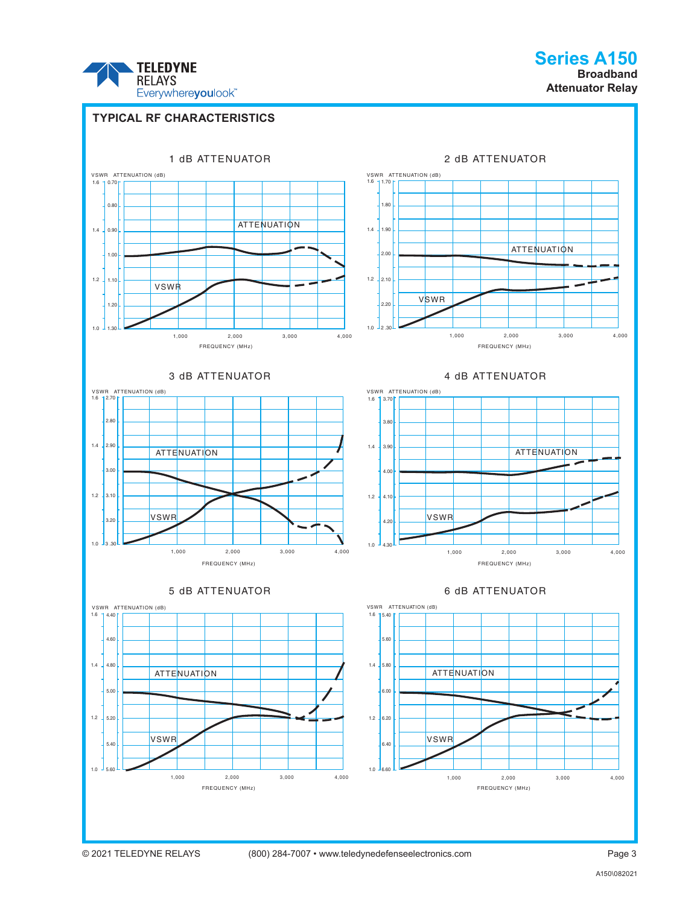## TYPICAL RF CHARACTERISTICS

### 1 dB ATTENUATOR

VSWR ATTENUATION (dB)

VSWR axis: 1.6, 1.4, 1.2, 1.0

ATTENUATION axis: 0.70, 0.80, 0.90, 1.00, 1.10, 1.20, 1.30

ATTENUATION

VSWR

1,000 2,000 3,000 4,000

FREQUENCY (MHz)

### 2 dB ATTENUATOR

VSWR ATTENUATION (dB)

VSWR axis: 1.6, 1.4, 1.2, 1.0

ATTENUATION axis: 1.70, 1.80, 1.90, 2.00, 2.10, 2.20, 2.30

ATTENUATION

VSWR

1,000 2,000 3,000 4,000

FREQUENCY (MHz)

### 3 dB ATTENUATOR

VSWR ATTENUATION (dB)

VSWR axis: 1.6, 1.4, 1.2, 1.0

ATTENUATION axis: 2.70, 2.80, 2.90, 3.00, 3.10, 3.20, 3.30

ATTENUATION

VSWR

1,000 2,000 3,000 4,000

FREQUENCY (MHz)

### 4 dB ATTENUATOR

VSWR ATTENUATION (dB)

VSWR axis: 1.6, 1.4, 1.2, 1.0

ATTENUATION axis: 3.70, 3.80, 3.90, 4.00, 4.10, 4.20, 4.30

ATTENUATION

VSWR

1,000 2,000 3,000 4,000

FREQUENCY (MHz)

### 5 dB ATTENUATOR

VSWR ATTENUATION (dB)

VSWR axis: 1.6, 1.4, 1.2, 1.0

ATTENUATION axis: 4.40, 4.60, 4.80, 5.00, 5.20, 5.40, 5.60

ATTENUATION

VSWR

1,000 2,000 3,000 4,000

FREQUENCY (MHz)

### 6 dB ATTENUATOR

VSWR ATTENUATION (dB)

VSWR axis: 1.6, 1.4, 1.2, 1.0

ATTENUATION axis: 5.40, 5.60, 5.80, 6.00, 6.20, 6.40, 6.60

ATTENUATION

VSWR

1,000 2,000 3,000 4,000

FREQUENCY (MHz)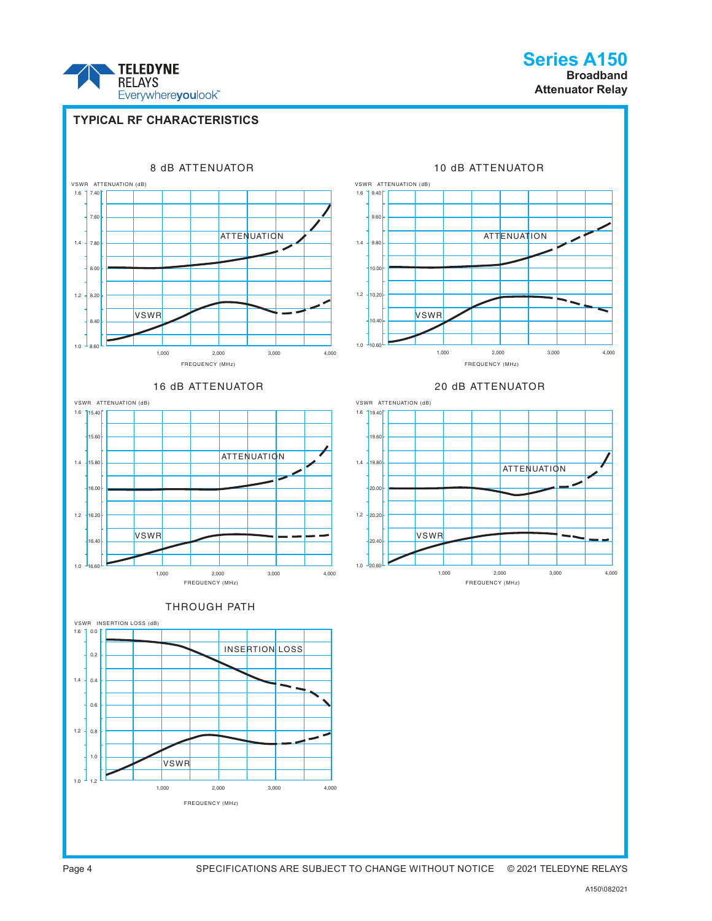## TYPICAL RF CHARACTERISTICS

### 8 dB ATTENUATOR

VSWR ATTENUATION (dB)

VSWR: 1.6, 1.4, 1.2, 1.0
ATTENUATION (dB): 7.40, 7.60, 7.80, 8.00, 8.20, 8.40, 8.60

ATTENUATION

VSWR

FREQUENCY (MHz): 1,000, 2,000, 3,000, 4,000

### 10 dB ATTENUATOR

VSWR ATTENUATION (dB)

VSWR: 1.6, 1.4, 1.2, 1.0
ATTENUATION (dB): 9.40, 9.60, 9.80, 10.00, 10.20, 10.40, 10.60

ATTENUATION

VSWR

FREQUENCY (MHz): 1,000, 2,000, 3,000, 4,000

### 16 dB ATTENUATOR

VSWR ATTENUATION (dB)

VSWR: 1.6, 1.4, 1.2, 1.0
ATTENUATION (dB): 15.40, 15.60, 15.80, 16.00, 16.20, 16.40, 16.60

ATTENUATION

VSWR

FREQUENCY (MHz): 1,000, 2,000, 3,000, 4,000

### 20 dB ATTENUATOR

VSWR ATTENUATION (dB)

VSWR: 1.6, 1.4, 1.2, 1.0
ATTENUATION (dB): 19.40, 19.60, 19.80, 20.00, 20.20, 20.40, 20.60

ATTENUATION

VSWR

FREQUENCY (MHz): 1,000, 2,000, 3,000, 4,000

### THROUGH PATH

VSWR INSERTION LOSS (dB)

VSWR: 1.6, 1.4, 1.2, 1.0
INSERTION LOSS (dB): 0.0, 0.2, 0.4, 0.6, 0.8, 1.0, 1.2

INSERTION LOSS

VSWR

FREQUENCY (MHz): 1,000, 2,000, 3,000, 4,000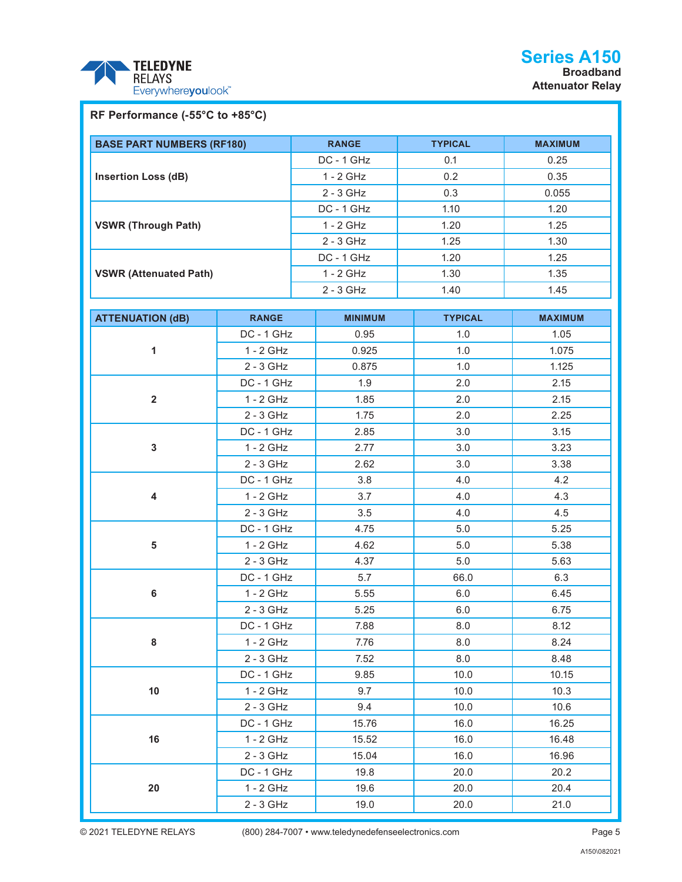## RF Performance (-55°C to +85°C)

| BASE PART NUMBERS (RF180) | RANGE | TYPICAL | MAXIMUM |
|---|---|---|---|
| Insertion Loss (dB) | DC - 1 GHz | 0.1 | 0.25 |
| | 1 - 2 GHz | 0.2 | 0.35 |
| | 2 - 3 GHz | 0.3 | 0.055 |
| VSWR (Through Path) | DC - 1 GHz | 1.10 | 1.20 |
| | 1 - 2 GHz | 1.20 | 1.25 |
| | 2 - 3 GHz | 1.25 | 1.30 |
| VSWR (Attenuated Path) | DC - 1 GHz | 1.20 | 1.25 |
| | 1 - 2 GHz | 1.30 | 1.35 |
| | 2 - 3 GHz | 1.40 | 1.45 |

| ATTENUATION (dB) | RANGE | MINIMUM | TYPICAL | MAXIMUM |
|---|---|---|---|---|
| 1 | DC - 1 GHz | 0.95 | 1.0 | 1.05 |
| | 1 - 2 GHz | 0.925 | 1.0 | 1.075 |
| | 2 - 3 GHz | 0.875 | 1.0 | 1.125 |
| 2 | DC - 1 GHz | 1.9 | 2.0 | 2.15 |
| | 1 - 2 GHz | 1.85 | 2.0 | 2.15 |
| | 2 - 3 GHz | 1.75 | 2.0 | 2.25 |
| 3 | DC - 1 GHz | 2.85 | 3.0 | 3.15 |
| | 1 - 2 GHz | 2.77 | 3.0 | 3.23 |
| | 2 - 3 GHz | 2.62 | 3.0 | 3.38 |
| 4 | DC - 1 GHz | 3.8 | 4.0 | 4.2 |
| | 1 - 2 GHz | 3.7 | 4.0 | 4.3 |
| | 2 - 3 GHz | 3.5 | 4.0 | 4.5 |
| 5 | DC - 1 GHz | 4.75 | 5.0 | 5.25 |
| | 1 - 2 GHz | 4.62 | 5.0 | 5.38 |
| | 2 - 3 GHz | 4.37 | 5.0 | 5.63 |
| 6 | DC - 1 GHz | 5.7 | 66.0 | 6.3 |
| | 1 - 2 GHz | 5.55 | 6.0 | 6.45 |
| | 2 - 3 GHz | 5.25 | 6.0 | 6.75 |
| 8 | DC - 1 GHz | 7.88 | 8.0 | 8.12 |
| | 1 - 2 GHz | 7.76 | 8.0 | 8.24 |
| | 2 - 3 GHz | 7.52 | 8.0 | 8.48 |
| 10 | DC - 1 GHz | 9.85 | 10.0 | 10.15 |
| | 1 - 2 GHz | 9.7 | 10.0 | 10.3 |
| | 2 - 3 GHz | 9.4 | 10.0 | 10.6 |
| 16 | DC - 1 GHz | 15.76 | 16.0 | 16.25 |
| | 1 - 2 GHz | 15.52 | 16.0 | 16.48 |
| | 2 - 3 GHz | 15.04 | 16.0 | 16.96 |
| 20 | DC - 1 GHz | 19.8 | 20.0 | 20.2 |
| | 1 - 2 GHz | 19.6 | 20.0 | 20.4 |
| | 2 - 3 GHz | 19.0 | 20.0 | 21.0 |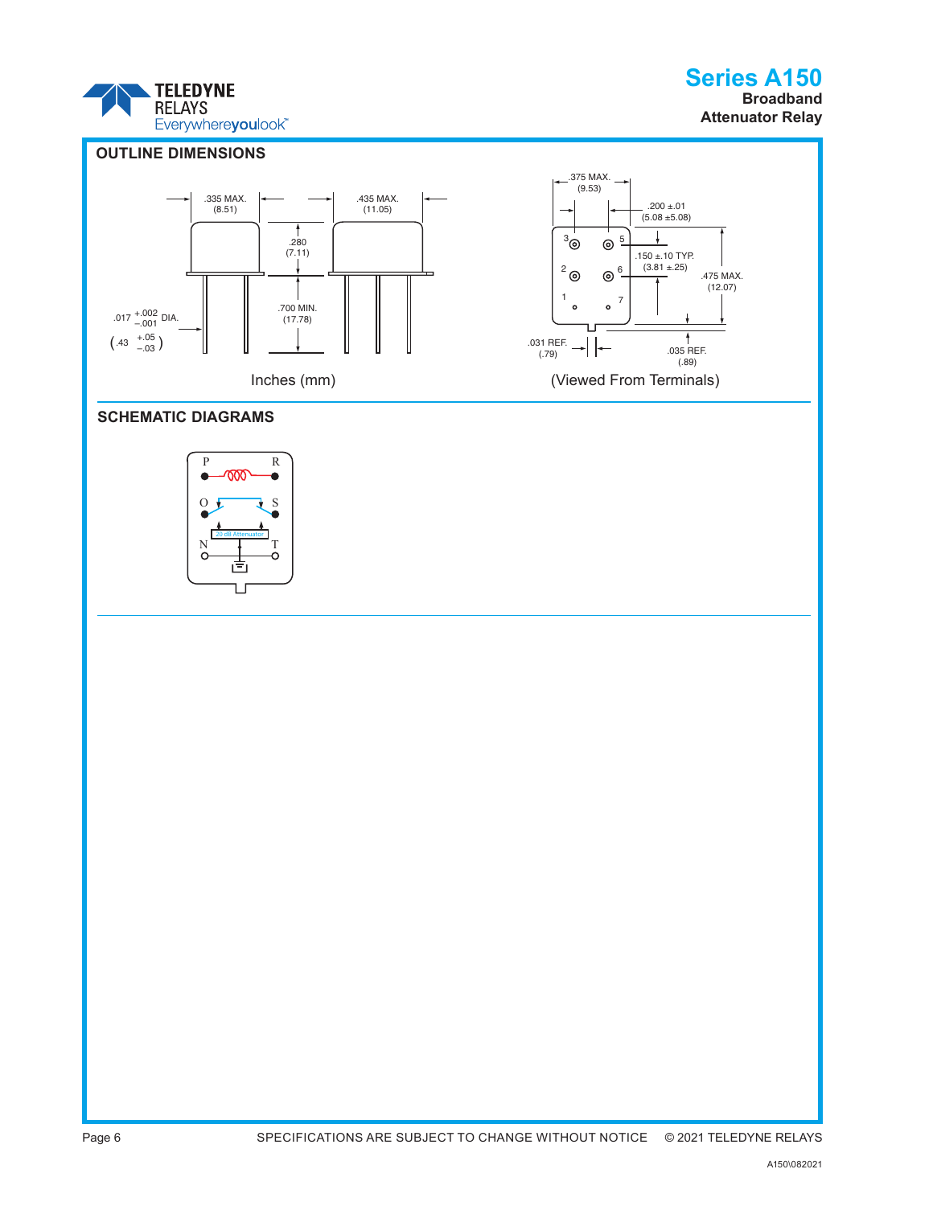## OUTLINE DIMENSIONS

.335 MAX.
(8.51)

.435 MAX.
(11.05)

.280
(7.11)

.700 MIN.
(17.78)

.017 $^{+.002}_{-.001}$ DIA.
(.43 $^{+.05}_{-.03}$)

Inches (mm)

.375 MAX.
(9.53)

.200 ±.01
(5.08 ±5.08)

.150 ±.10 TYP.
(3.81 ±.25)

.475 MAX.
(12.07)

.031 REF.
(.79)

.035 REF.
(.89)

3 5 2 6 1 7

(Viewed From Terminals)

## SCHEMATIC DIAGRAMS

P R
O S
20 dB Attenuator
N T